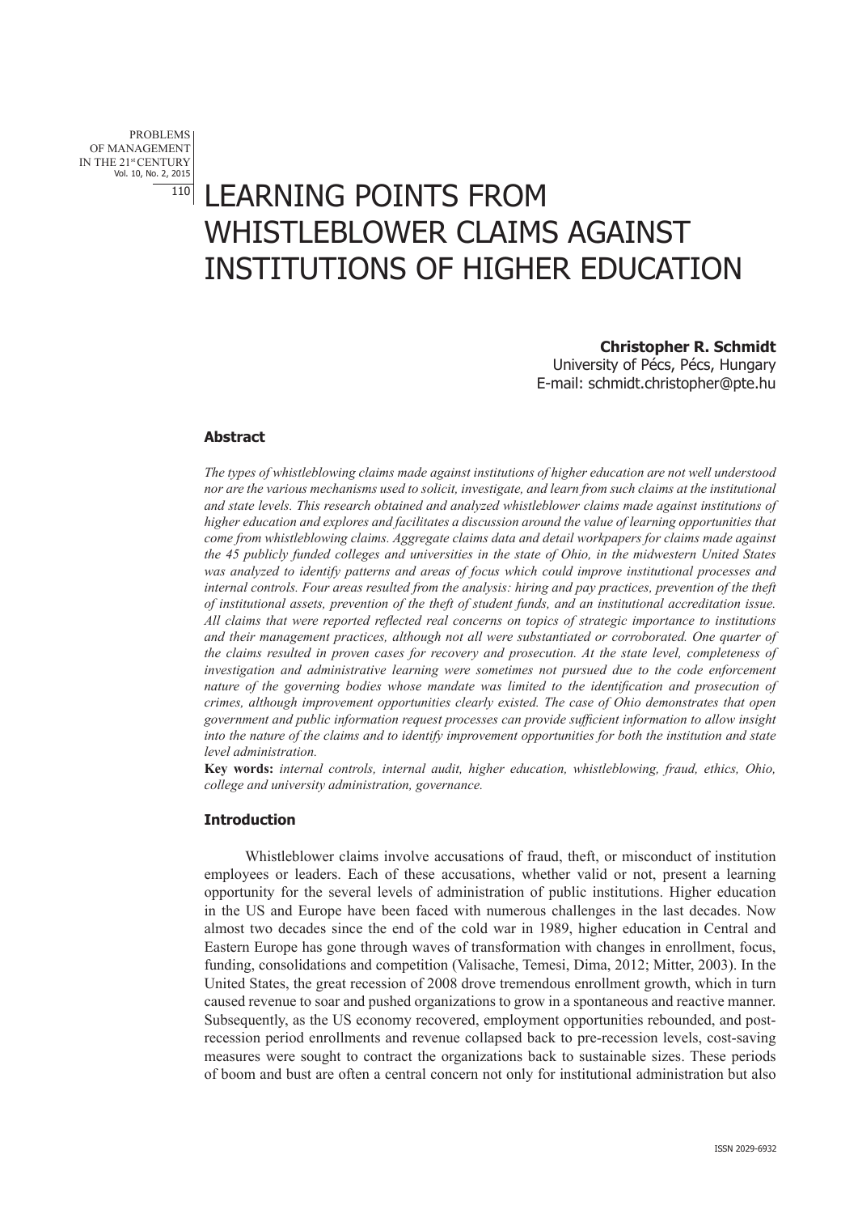# LEARNING POINTS FROM WHISTLEBLOWER CLAIMS AGAINST INSTITUTIONS OF HIGHER EDUCATION

**Christopher R. Schmidt**
University of Pécs, Pécs, Hungary
E-mail: schmidt.christopher@pte.hu

### Abstract

*The types of whistleblowing claims made against institutions of higher education are not well understood nor are the various mechanisms used to solicit, investigate, and learn from such claims at the institutional and state levels. This research obtained and analyzed whistleblower claims made against institutions of higher education and explores and facilitates a discussion around the value of learning opportunities that come from whistleblowing claims. Aggregate claims data and detail workpapers for claims made against the 45 publicly funded colleges and universities in the state of Ohio, in the midwestern United States was analyzed to identify patterns and areas of focus which could improve institutional processes and internal controls. Four areas resulted from the analysis: hiring and pay practices, prevention of the theft of institutional assets, prevention of the theft of student funds, and an institutional accreditation issue. All claims that were reported reflected real concerns on topics of strategic importance to institutions and their management practices, although not all were substantiated or corroborated. One quarter of the claims resulted in proven cases for recovery and prosecution. At the state level, completeness of investigation and administrative learning were sometimes not pursued due to the code enforcement nature of the governing bodies whose mandate was limited to the identification and prosecution of crimes, although improvement opportunities clearly existed. The case of Ohio demonstrates that open government and public information request processes can provide sufficient information to allow insight into the nature of the claims and to identify improvement opportunities for both the institution and state level administration.*

**Key words:** *internal controls, internal audit, higher education, whistleblowing, fraud, ethics, Ohio, college and university administration, governance.*

### Introduction

Whistleblower claims involve accusations of fraud, theft, or misconduct of institution employees or leaders. Each of these accusations, whether valid or not, present a learning opportunity for the several levels of administration of public institutions. Higher education in the US and Europe have been faced with numerous challenges in the last decades. Now almost two decades since the end of the cold war in 1989, higher education in Central and Eastern Europe has gone through waves of transformation with changes in enrollment, focus, funding, consolidations and competition (Valisache, Temesi, Dima, 2012; Mitter, 2003). In the United States, the great recession of 2008 drove tremendous enrollment growth, which in turn caused revenue to soar and pushed organizations to grow in a spontaneous and reactive manner. Subsequently, as the US economy recovered, employment opportunities rebounded, and post-recession period enrollments and revenue collapsed back to pre-recession levels, cost-saving measures were sought to contract the organizations back to sustainable sizes. These periods of boom and bust are often a central concern not only for institutional administration but also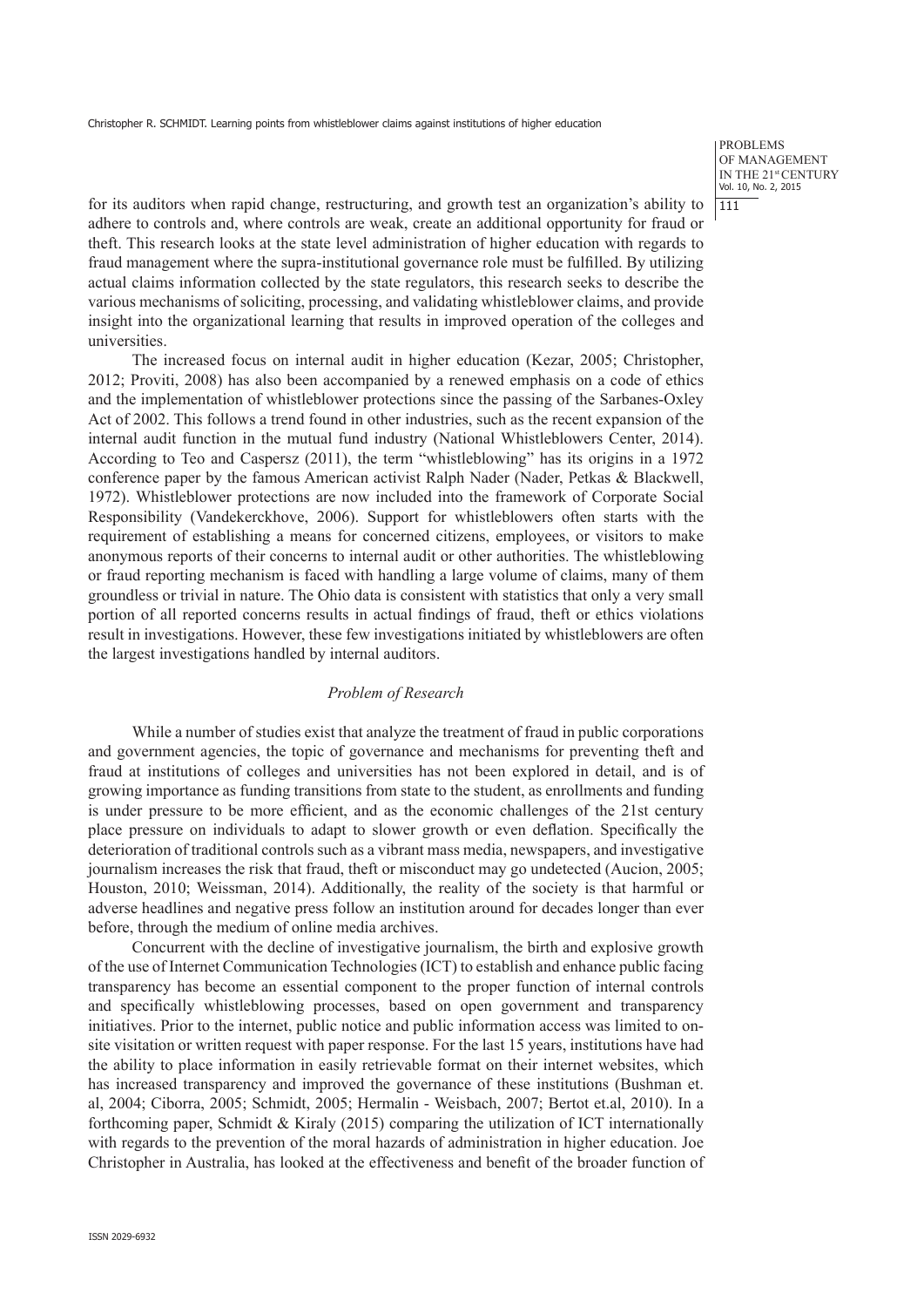for its auditors when rapid change, restructuring, and growth test an organization's ability to adhere to controls and, where controls are weak, create an additional opportunity for fraud or theft. This research looks at the state level administration of higher education with regards to fraud management where the supra-institutional governance role must be fulfilled. By utilizing actual claims information collected by the state regulators, this research seeks to describe the various mechanisms of soliciting, processing, and validating whistleblower claims, and provide insight into the organizational learning that results in improved operation of the colleges and universities.

The increased focus on internal audit in higher education (Kezar, 2005; Christopher, 2012; Proviti, 2008) has also been accompanied by a renewed emphasis on a code of ethics and the implementation of whistleblower protections since the passing of the Sarbanes-Oxley Act of 2002. This follows a trend found in other industries, such as the recent expansion of the internal audit function in the mutual fund industry (National Whistleblowers Center, 2014). According to Teo and Caspersz (2011), the term "whistleblowing" has its origins in a 1972 conference paper by the famous American activist Ralph Nader (Nader, Petkas & Blackwell, 1972). Whistleblower protections are now included into the framework of Corporate Social Responsibility (Vandekerckhove, 2006). Support for whistleblowers often starts with the requirement of establishing a means for concerned citizens, employees, or visitors to make anonymous reports of their concerns to internal audit or other authorities. The whistleblowing or fraud reporting mechanism is faced with handling a large volume of claims, many of them groundless or trivial in nature. The Ohio data is consistent with statistics that only a very small portion of all reported concerns results in actual findings of fraud, theft or ethics violations result in investigations. However, these few investigations initiated by whistleblowers are often the largest investigations handled by internal auditors.

### *Problem of Research*

While a number of studies exist that analyze the treatment of fraud in public corporations and government agencies, the topic of governance and mechanisms for preventing theft and fraud at institutions of colleges and universities has not been explored in detail, and is of growing importance as funding transitions from state to the student, as enrollments and funding is under pressure to be more efficient, and as the economic challenges of the 21st century place pressure on individuals to adapt to slower growth or even deflation. Specifically the deterioration of traditional controls such as a vibrant mass media, newspapers, and investigative journalism increases the risk that fraud, theft or misconduct may go undetected (Aucion, 2005; Houston, 2010; Weissman, 2014). Additionally, the reality of the society is that harmful or adverse headlines and negative press follow an institution around for decades longer than ever before, through the medium of online media archives.

Concurrent with the decline of investigative journalism, the birth and explosive growth of the use of Internet Communication Technologies (ICT) to establish and enhance public facing transparency has become an essential component to the proper function of internal controls and specifically whistleblowing processes, based on open government and transparency initiatives. Prior to the internet, public notice and public information access was limited to on-site visitation or written request with paper response. For the last 15 years, institutions have had the ability to place information in easily retrievable format on their internet websites, which has increased transparency and improved the governance of these institutions (Bushman et. al, 2004; Ciborra, 2005; Schmidt, 2005; Hermalin - Weisbach, 2007; Bertot et.al, 2010). In a forthcoming paper, Schmidt & Kiraly (2015) comparing the utilization of ICT internationally with regards to the prevention of the moral hazards of administration in higher education. Joe Christopher in Australia, has looked at the effectiveness and benefit of the broader function of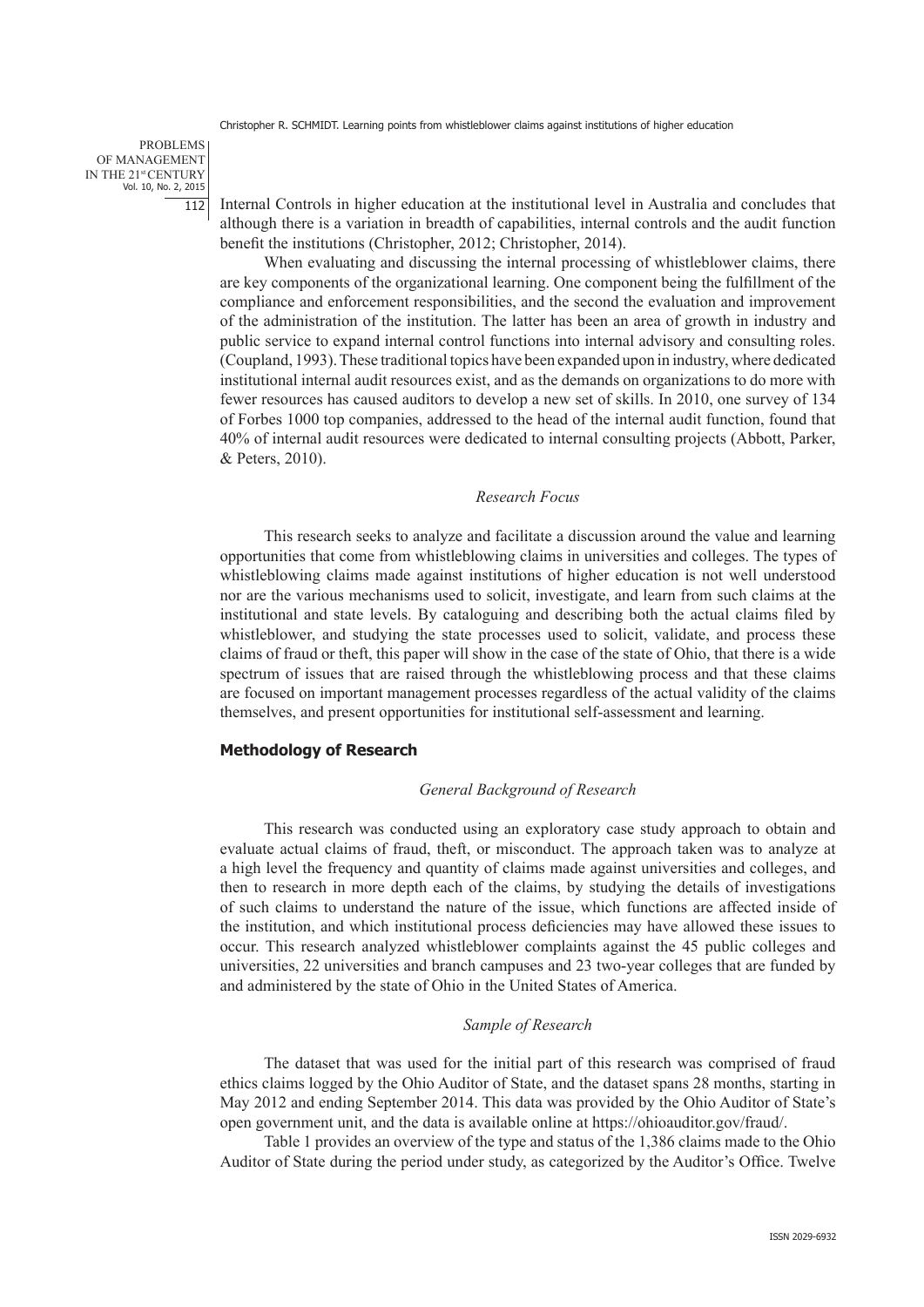Internal Controls in higher education at the institutional level in Australia and concludes that although there is a variation in breadth of capabilities, internal controls and the audit function benefit the institutions (Christopher, 2012; Christopher, 2014).

When evaluating and discussing the internal processing of whistleblower claims, there are key components of the organizational learning. One component being the fulfillment of the compliance and enforcement responsibilities, and the second the evaluation and improvement of the administration of the institution. The latter has been an area of growth in industry and public service to expand internal control functions into internal advisory and consulting roles. (Coupland, 1993). These traditional topics have been expanded upon in industry, where dedicated institutional internal audit resources exist, and as the demands on organizations to do more with fewer resources has caused auditors to develop a new set of skills. In 2010, one survey of 134 of Forbes 1000 top companies, addressed to the head of the internal audit function, found that 40% of internal audit resources were dedicated to internal consulting projects (Abbott, Parker, & Peters, 2010).

### *Research Focus*

This research seeks to analyze and facilitate a discussion around the value and learning opportunities that come from whistleblowing claims in universities and colleges. The types of whistleblowing claims made against institutions of higher education is not well understood nor are the various mechanisms used to solicit, investigate, and learn from such claims at the institutional and state levels. By cataloguing and describing both the actual claims filed by whistleblower, and studying the state processes used to solicit, validate, and process these claims of fraud or theft, this paper will show in the case of the state of Ohio, that there is a wide spectrum of issues that are raised through the whistleblowing process and that these claims are focused on important management processes regardless of the actual validity of the claims themselves, and present opportunities for institutional self-assessment and learning.

## **Methodology of Research**

### *General Background of Research*

This research was conducted using an exploratory case study approach to obtain and evaluate actual claims of fraud, theft, or misconduct. The approach taken was to analyze at a high level the frequency and quantity of claims made against universities and colleges, and then to research in more depth each of the claims, by studying the details of investigations of such claims to understand the nature of the issue, which functions are affected inside of the institution, and which institutional process deficiencies may have allowed these issues to occur. This research analyzed whistleblower complaints against the 45 public colleges and universities, 22 universities and branch campuses and 23 two-year colleges that are funded by and administered by the state of Ohio in the United States of America.

### *Sample of Research*

The dataset that was used for the initial part of this research was comprised of fraud ethics claims logged by the Ohio Auditor of State, and the dataset spans 28 months, starting in May 2012 and ending September 2014. This data was provided by the Ohio Auditor of State's open government unit, and the data is available online at https://ohioauditor.gov/fraud/.

Table 1 provides an overview of the type and status of the 1,386 claims made to the Ohio Auditor of State during the period under study, as categorized by the Auditor's Office. Twelve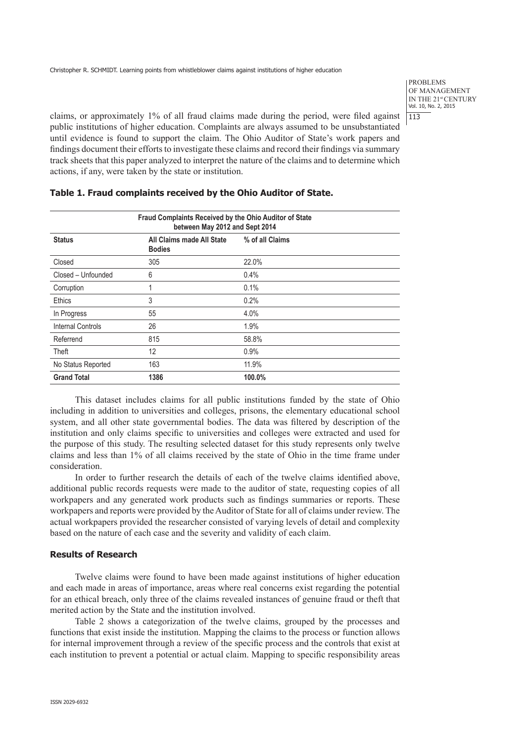claims, or approximately 1% of all fraud claims made during the period, were filed against public institutions of higher education. Complaints are always assumed to be unsubstantiated until evidence is found to support the claim. The Ohio Auditor of State's work papers and findings document their efforts to investigate these claims and record their findings via summary track sheets that this paper analyzed to interpret the nature of the claims and to determine which actions, if any, were taken by the state or institution.

**Table 1. Fraud complaints received by the Ohio Auditor of State.**

| Fraud Complaints Received by the Ohio Auditor of State between May 2012 and Sept 2014 | | |
|---|---|---|
| **Status** | **All Claims made All State Bodies** | **% of all Claims** |
| Closed | 305 | 22.0% |
| Closed – Unfounded | 6 | 0.4% |
| Corruption | 1 | 0.1% |
| Ethics | 3 | 0.2% |
| In Progress | 55 | 4.0% |
| Internal Controls | 26 | 1.9% |
| Referrend | 815 | 58.8% |
| Theft | 12 | 0.9% |
| No Status Reported | 163 | 11.9% |
| **Grand Total** | **1386** | **100.0%** |

This dataset includes claims for all public institutions funded by the state of Ohio including in addition to universities and colleges, prisons, the elementary educational school system, and all other state governmental bodies. The data was filtered by description of the institution and only claims specific to universities and colleges were extracted and used for the purpose of this study. The resulting selected dataset for this study represents only twelve claims and less than 1% of all claims received by the state of Ohio in the time frame under consideration.

In order to further research the details of each of the twelve claims identified above, additional public records requests were made to the auditor of state, requesting copies of all workpapers and any generated work products such as findings summaries or reports. These workpapers and reports were provided by the Auditor of State for all of claims under review. The actual workpapers provided the researcher consisted of varying levels of detail and complexity based on the nature of each case and the severity and validity of each claim.

### Results of Research

Twelve claims were found to have been made against institutions of higher education and each made in areas of importance, areas where real concerns exist regarding the potential for an ethical breach, only three of the claims revealed instances of genuine fraud or theft that merited action by the State and the institution involved.

Table 2 shows a categorization of the twelve claims, grouped by the processes and functions that exist inside the institution. Mapping the claims to the process or function allows for internal improvement through a review of the specific process and the controls that exist at each institution to prevent a potential or actual claim. Mapping to specific responsibility areas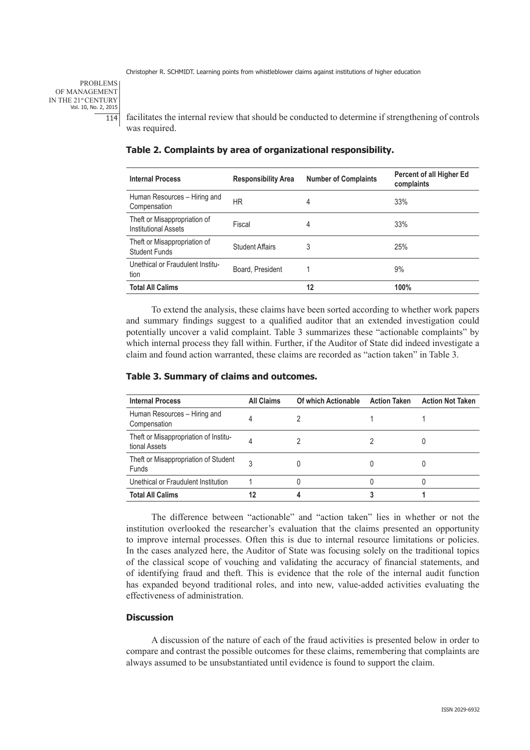facilitates the internal review that should be conducted to determine if strengthening of controls was required.

**Table 2. Complaints by area of organizational responsibility.**

| Internal Process | Responsibility Area | Number of Complaints | Percent of all Higher Ed complaints |
|---|---|---|---|
| Human Resources – Hiring and Compensation | HR | 4 | 33% |
| Theft or Misappropriation of Institutional Assets | Fiscal | 4 | 33% |
| Theft or Misappropriation of Student Funds | Student Affairs | 3 | 25% |
| Unethical or Fraudulent Institution | Board, President | 1 | 9% |
| **Total All Calims** | | **12** | **100%** |

To extend the analysis, these claims have been sorted according to whether work papers and summary findings suggest to a qualified auditor that an extended investigation could potentially uncover a valid complaint. Table 3 summarizes these "actionable complaints" by which internal process they fall within. Further, if the Auditor of State did indeed investigate a claim and found action warranted, these claims are recorded as "action taken" in Table 3.

**Table 3. Summary of claims and outcomes.**

| Internal Process | All Claims | Of which Actionable | Action Taken | Action Not Taken |
|---|---|---|---|---|
| Human Resources – Hiring and Compensation | 4 | 2 | 1 | 1 |
| Theft or Misappropriation of Institutional Assets | 4 | 2 | 2 | 0 |
| Theft or Misappropriation of Student Funds | 3 | 0 | 0 | 0 |
| Unethical or Fraudulent Institution | 1 | 0 | 0 | 0 |
| **Total All Calims** | **12** | **4** | **3** | **1** |

The difference between "actionable" and "action taken" lies in whether or not the institution overlooked the researcher's evaluation that the claims presented an opportunity to improve internal processes. Often this is due to internal resource limitations or policies. In the cases analyzed here, the Auditor of State was focusing solely on the traditional topics of the classical scope of vouching and validating the accuracy of financial statements, and of identifying fraud and theft. This is evidence that the role of the internal audit function has expanded beyond traditional roles, and into new, value-added activities evaluating the effectiveness of administration.

### Discussion

A discussion of the nature of each of the fraud activities is presented below in order to compare and contrast the possible outcomes for these claims, remembering that complaints are always assumed to be unsubstantiated until evidence is found to support the claim.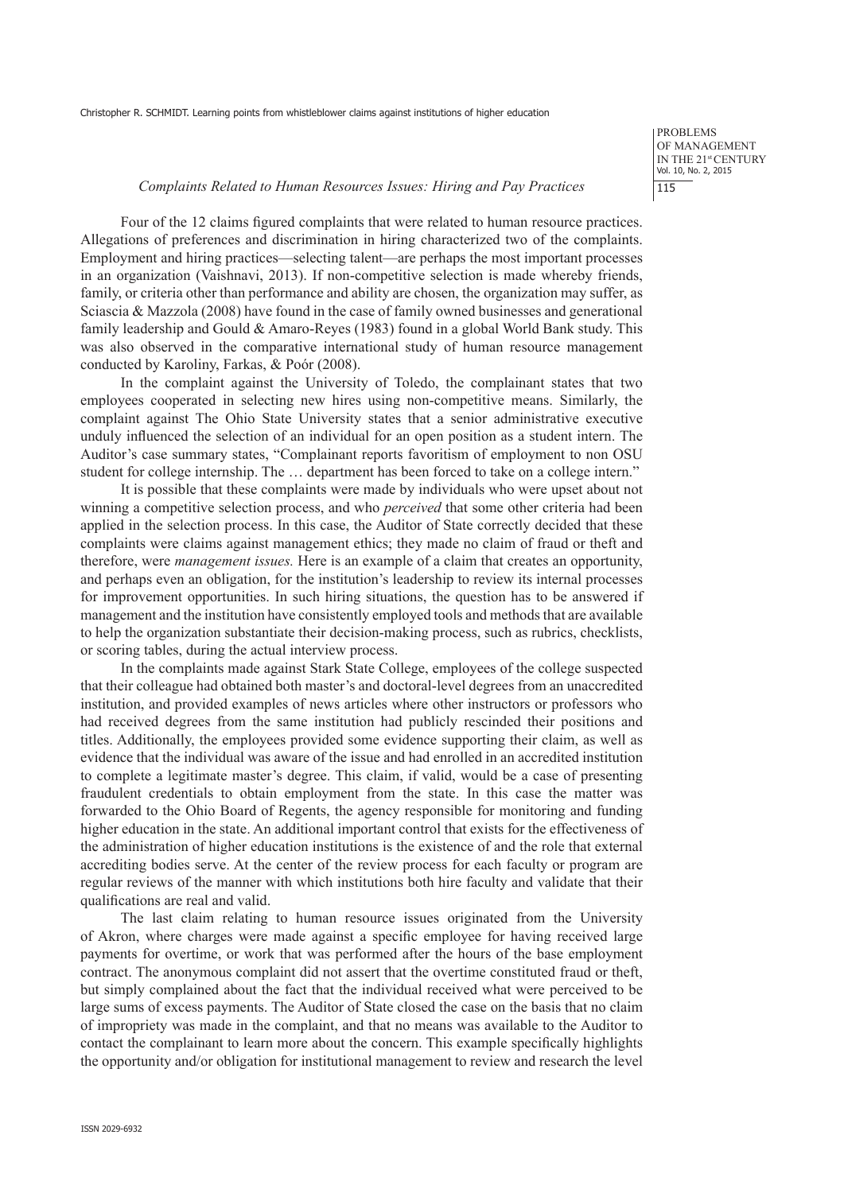### *Complaints Related to Human Resources Issues: Hiring and Pay Practices*

Four of the 12 claims figured complaints that were related to human resource practices. Allegations of preferences and discrimination in hiring characterized two of the complaints. Employment and hiring practices—selecting talent—are perhaps the most important processes in an organization (Vaishnavi, 2013). If non-competitive selection is made whereby friends, family, or criteria other than performance and ability are chosen, the organization may suffer, as Sciascia & Mazzola (2008) have found in the case of family owned businesses and generational family leadership and Gould & Amaro-Reyes (1983) found in a global World Bank study. This was also observed in the comparative international study of human resource management conducted by Karoliny, Farkas, & Poór (2008).

In the complaint against the University of Toledo, the complainant states that two employees cooperated in selecting new hires using non-competitive means. Similarly, the complaint against The Ohio State University states that a senior administrative executive unduly influenced the selection of an individual for an open position as a student intern. The Auditor's case summary states, "Complainant reports favoritism of employment to non OSU student for college internship. The … department has been forced to take on a college intern."

It is possible that these complaints were made by individuals who were upset about not winning a competitive selection process, and who *perceived* that some other criteria had been applied in the selection process. In this case, the Auditor of State correctly decided that these complaints were claims against management ethics; they made no claim of fraud or theft and therefore, were *management issues.* Here is an example of a claim that creates an opportunity, and perhaps even an obligation, for the institution's leadership to review its internal processes for improvement opportunities. In such hiring situations, the question has to be answered if management and the institution have consistently employed tools and methods that are available to help the organization substantiate their decision-making process, such as rubrics, checklists, or scoring tables, during the actual interview process.

In the complaints made against Stark State College, employees of the college suspected that their colleague had obtained both master's and doctoral-level degrees from an unaccredited institution, and provided examples of news articles where other instructors or professors who had received degrees from the same institution had publicly rescinded their positions and titles. Additionally, the employees provided some evidence supporting their claim, as well as evidence that the individual was aware of the issue and had enrolled in an accredited institution to complete a legitimate master's degree. This claim, if valid, would be a case of presenting fraudulent credentials to obtain employment from the state. In this case the matter was forwarded to the Ohio Board of Regents, the agency responsible for monitoring and funding higher education in the state. An additional important control that exists for the effectiveness of the administration of higher education institutions is the existence of and the role that external accrediting bodies serve. At the center of the review process for each faculty or program are regular reviews of the manner with which institutions both hire faculty and validate that their qualifications are real and valid.

The last claim relating to human resource issues originated from the University of Akron, where charges were made against a specific employee for having received large payments for overtime, or work that was performed after the hours of the base employment contract. The anonymous complaint did not assert that the overtime constituted fraud or theft, but simply complained about the fact that the individual received what were perceived to be large sums of excess payments. The Auditor of State closed the case on the basis that no claim of impropriety was made in the complaint, and that no means was available to the Auditor to contact the complainant to learn more about the concern. This example specifically highlights the opportunity and/or obligation for institutional management to review and research the level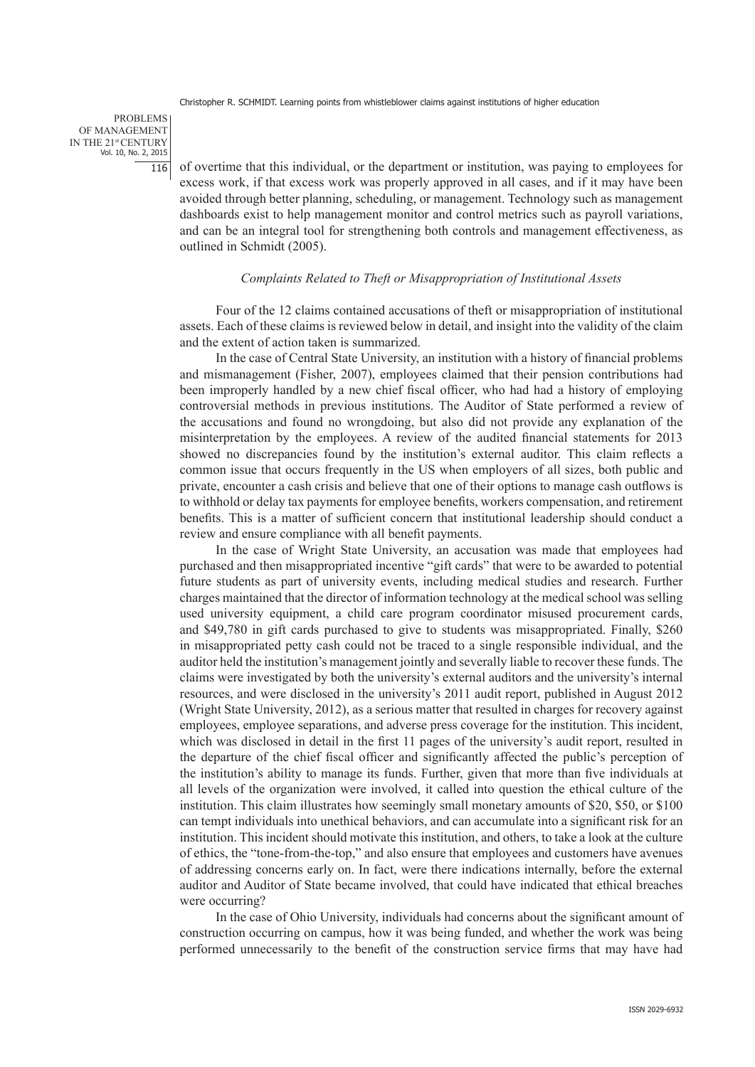of overtime that this individual, or the department or institution, was paying to employees for excess work, if that excess work was properly approved in all cases, and if it may have been avoided through better planning, scheduling, or management. Technology such as management dashboards exist to help management monitor and control metrics such as payroll variations, and can be an integral tool for strengthening both controls and management effectiveness, as outlined in Schmidt (2005).

### *Complaints Related to Theft or Misappropriation of Institutional Assets*

Four of the 12 claims contained accusations of theft or misappropriation of institutional assets. Each of these claims is reviewed below in detail, and insight into the validity of the claim and the extent of action taken is summarized.

In the case of Central State University, an institution with a history of financial problems and mismanagement (Fisher, 2007), employees claimed that their pension contributions had been improperly handled by a new chief fiscal officer, who had had a history of employing controversial methods in previous institutions. The Auditor of State performed a review of the accusations and found no wrongdoing, but also did not provide any explanation of the misinterpretation by the employees. A review of the audited financial statements for 2013 showed no discrepancies found by the institution's external auditor. This claim reflects a common issue that occurs frequently in the US when employers of all sizes, both public and private, encounter a cash crisis and believe that one of their options to manage cash outflows is to withhold or delay tax payments for employee benefits, workers compensation, and retirement benefits. This is a matter of sufficient concern that institutional leadership should conduct a review and ensure compliance with all benefit payments.

In the case of Wright State University, an accusation was made that employees had purchased and then misappropriated incentive "gift cards" that were to be awarded to potential future students as part of university events, including medical studies and research. Further charges maintained that the director of information technology at the medical school was selling used university equipment, a child care program coordinator misused procurement cards, and $49,780 in gift cards purchased to give to students was misappropriated. Finally, $260 in misappropriated petty cash could not be traced to a single responsible individual, and the auditor held the institution's management jointly and severally liable to recover these funds. The claims were investigated by both the university's external auditors and the university's internal resources, and were disclosed in the university's 2011 audit report, published in August 2012 (Wright State University, 2012), as a serious matter that resulted in charges for recovery against employees, employee separations, and adverse press coverage for the institution. This incident, which was disclosed in detail in the first 11 pages of the university's audit report, resulted in the departure of the chief fiscal officer and significantly affected the public's perception of the institution's ability to manage its funds. Further, given that more than five individuals at all levels of the organization were involved, it called into question the ethical culture of the institution. This claim illustrates how seemingly small monetary amounts of $20, $50, or $100 can tempt individuals into unethical behaviors, and can accumulate into a significant risk for an institution. This incident should motivate this institution, and others, to take a look at the culture of ethics, the "tone-from-the-top," and also ensure that employees and customers have avenues of addressing concerns early on. In fact, were there indications internally, before the external auditor and Auditor of State became involved, that could have indicated that ethical breaches were occurring?

In the case of Ohio University, individuals had concerns about the significant amount of construction occurring on campus, how it was being funded, and whether the work was being performed unnecessarily to the benefit of the construction service firms that may have had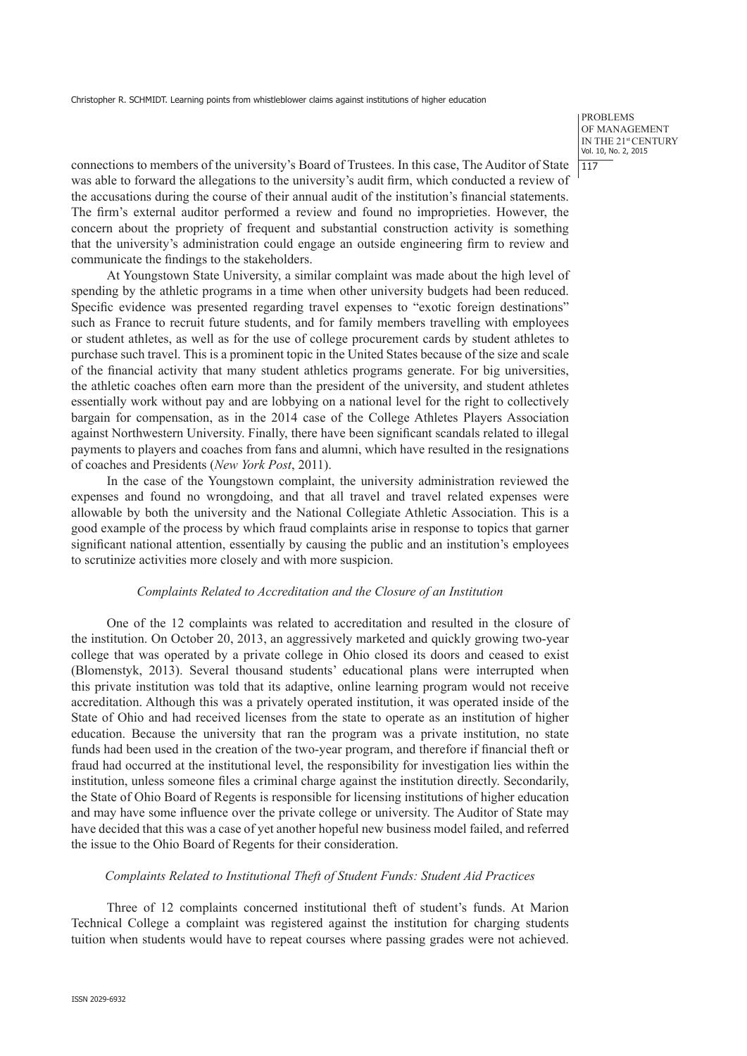connections to members of the university's Board of Trustees. In this case, The Auditor of State was able to forward the allegations to the university's audit firm, which conducted a review of the accusations during the course of their annual audit of the institution's financial statements. The firm's external auditor performed a review and found no improprieties. However, the concern about the propriety of frequent and substantial construction activity is something that the university's administration could engage an outside engineering firm to review and communicate the findings to the stakeholders.

At Youngstown State University, a similar complaint was made about the high level of spending by the athletic programs in a time when other university budgets had been reduced. Specific evidence was presented regarding travel expenses to "exotic foreign destinations" such as France to recruit future students, and for family members travelling with employees or student athletes, as well as for the use of college procurement cards by student athletes to purchase such travel. This is a prominent topic in the United States because of the size and scale of the financial activity that many student athletics programs generate. For big universities, the athletic coaches often earn more than the president of the university, and student athletes essentially work without pay and are lobbying on a national level for the right to collectively bargain for compensation, as in the 2014 case of the College Athletes Players Association against Northwestern University. Finally, there have been significant scandals related to illegal payments to players and coaches from fans and alumni, which have resulted in the resignations of coaches and Presidents (*New York Post*, 2011).

In the case of the Youngstown complaint, the university administration reviewed the expenses and found no wrongdoing, and that all travel and travel related expenses were allowable by both the university and the National Collegiate Athletic Association. This is a good example of the process by which fraud complaints arise in response to topics that garner significant national attention, essentially by causing the public and an institution's employees to scrutinize activities more closely and with more suspicion.

### *Complaints Related to Accreditation and the Closure of an Institution*

One of the 12 complaints was related to accreditation and resulted in the closure of the institution. On October 20, 2013, an aggressively marketed and quickly growing two-year college that was operated by a private college in Ohio closed its doors and ceased to exist (Blomenstyk, 2013). Several thousand students' educational plans were interrupted when this private institution was told that its adaptive, online learning program would not receive accreditation. Although this was a privately operated institution, it was operated inside of the State of Ohio and had received licenses from the state to operate as an institution of higher education. Because the university that ran the program was a private institution, no state funds had been used in the creation of the two-year program, and therefore if financial theft or fraud had occurred at the institutional level, the responsibility for investigation lies within the institution, unless someone files a criminal charge against the institution directly. Secondarily, the State of Ohio Board of Regents is responsible for licensing institutions of higher education and may have some influence over the private college or university. The Auditor of State may have decided that this was a case of yet another hopeful new business model failed, and referred the issue to the Ohio Board of Regents for their consideration.

### *Complaints Related to Institutional Theft of Student Funds: Student Aid Practices*

Three of 12 complaints concerned institutional theft of student's funds. At Marion Technical College a complaint was registered against the institution for charging students tuition when students would have to repeat courses where passing grades were not achieved.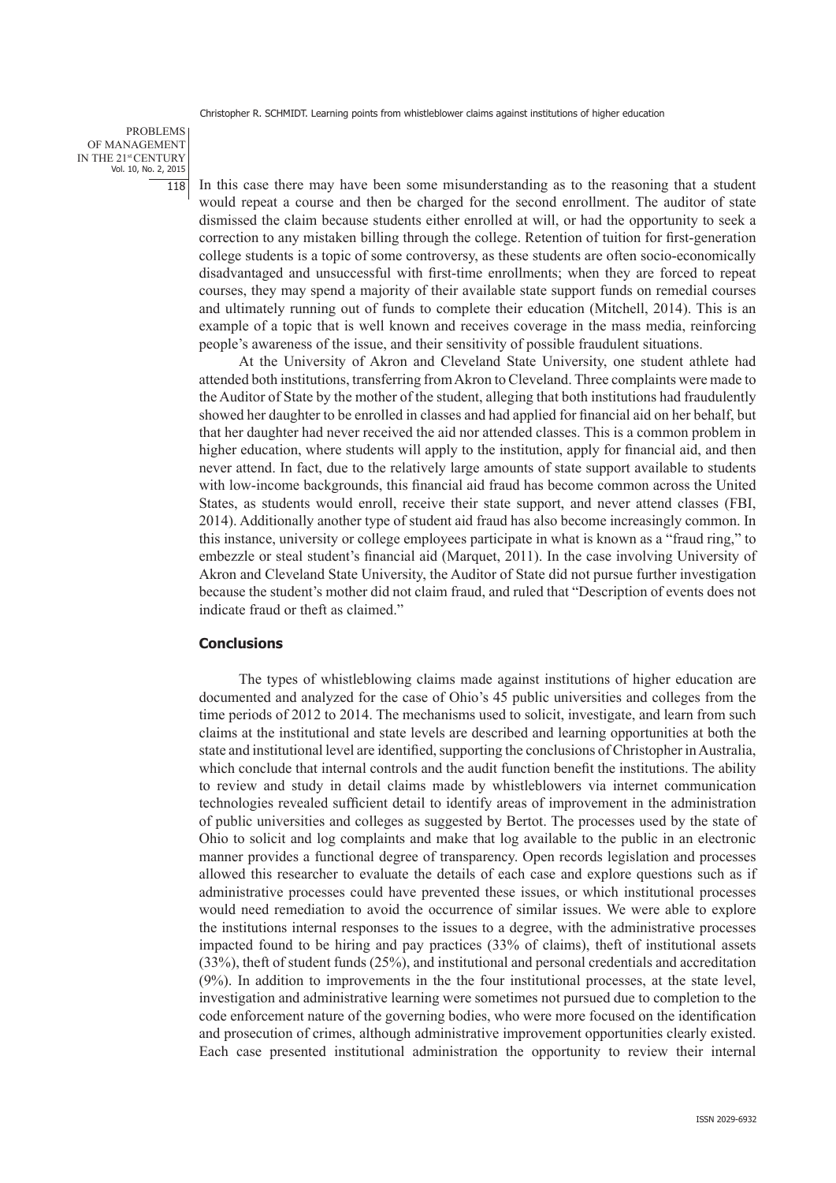In this case there may have been some misunderstanding as to the reasoning that a student would repeat a course and then be charged for the second enrollment. The auditor of state dismissed the claim because students either enrolled at will, or had the opportunity to seek a correction to any mistaken billing through the college. Retention of tuition for first-generation college students is a topic of some controversy, as these students are often socio-economically disadvantaged and unsuccessful with first-time enrollments; when they are forced to repeat courses, they may spend a majority of their available state support funds on remedial courses and ultimately running out of funds to complete their education (Mitchell, 2014). This is an example of a topic that is well known and receives coverage in the mass media, reinforcing people's awareness of the issue, and their sensitivity of possible fraudulent situations.

At the University of Akron and Cleveland State University, one student athlete had attended both institutions, transferring from Akron to Cleveland. Three complaints were made to the Auditor of State by the mother of the student, alleging that both institutions had fraudulently showed her daughter to be enrolled in classes and had applied for financial aid on her behalf, but that her daughter had never received the aid nor attended classes. This is a common problem in higher education, where students will apply to the institution, apply for financial aid, and then never attend. In fact, due to the relatively large amounts of state support available to students with low-income backgrounds, this financial aid fraud has become common across the United States, as students would enroll, receive their state support, and never attend classes (FBI, 2014). Additionally another type of student aid fraud has also become increasingly common. In this instance, university or college employees participate in what is known as a "fraud ring," to embezzle or steal student's financial aid (Marquet, 2011). In the case involving University of Akron and Cleveland State University, the Auditor of State did not pursue further investigation because the student's mother did not claim fraud, and ruled that "Description of events does not indicate fraud or theft as claimed."

## Conclusions

The types of whistleblowing claims made against institutions of higher education are documented and analyzed for the case of Ohio's 45 public universities and colleges from the time periods of 2012 to 2014. The mechanisms used to solicit, investigate, and learn from such claims at the institutional and state levels are described and learning opportunities at both the state and institutional level are identified, supporting the conclusions of Christopher in Australia, which conclude that internal controls and the audit function benefit the institutions. The ability to review and study in detail claims made by whistleblowers via internet communication technologies revealed sufficient detail to identify areas of improvement in the administration of public universities and colleges as suggested by Bertot. The processes used by the state of Ohio to solicit and log complaints and make that log available to the public in an electronic manner provides a functional degree of transparency. Open records legislation and processes allowed this researcher to evaluate the details of each case and explore questions such as if administrative processes could have prevented these issues, or which institutional processes would need remediation to avoid the occurrence of similar issues. We were able to explore the institutions internal responses to the issues to a degree, with the administrative processes impacted found to be hiring and pay practices (33% of claims), theft of institutional assets (33%), theft of student funds (25%), and institutional and personal credentials and accreditation (9%). In addition to improvements in the the four institutional processes, at the state level, investigation and administrative learning were sometimes not pursued due to completion to the code enforcement nature of the governing bodies, who were more focused on the identification and prosecution of crimes, although administrative improvement opportunities clearly existed. Each case presented institutional administration the opportunity to review their internal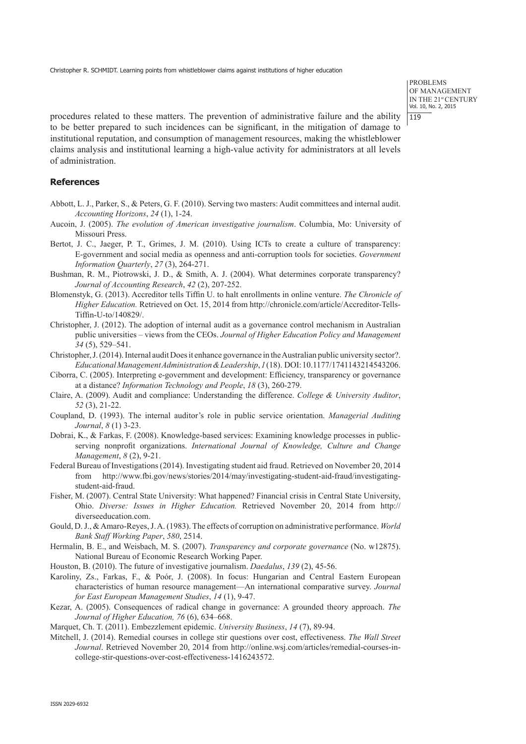procedures related to these matters. The prevention of administrative failure and the ability to be better prepared to such incidences can be significant, in the mitigation of damage to institutional reputation, and consumption of management resources, making the whistleblower claims analysis and institutional learning a high-value activity for administrators at all levels of administration.

## References

Abbott, L. J., Parker, S., & Peters, G. F. (2010). Serving two masters: Audit committees and internal audit. *Accounting Horizons*, *24* (1), 1-24.

Aucoin, J. (2005). *The evolution of American investigative journalism*. Columbia, Mo: University of Missouri Press.

Bertot, J. C., Jaeger, P. T., Grimes, J. M. (2010). Using ICTs to create a culture of transparency: E-government and social media as openness and anti-corruption tools for societies. *Government Information Quarterly*, *27* (3), 264-271.

Bushman, R. M., Piotrowski, J. D., & Smith, A. J. (2004). What determines corporate transparency? *Journal of Accounting Research*, *42* (2), 207-252.

Blomenstyk, G. (2013). Accreditor tells Tiffin U. to halt enrollments in online venture. *The Chronicle of Higher Education.* Retrieved on Oct. 15, 2014 from http://chronicle.com/article/Accreditor-Tells-Tiffin-U-to/140829/.

Christopher, J. (2012). The adoption of internal audit as a governance control mechanism in Australian public universities – views from the CEOs. *Journal of Higher Education Policy and Management 34* (5), 529–541.

Christopher, J. (2014). Internal audit Does it enhance governance in the Australian public university sector?. *Educational Management Administration & Leadership*, *1* (18). DOI: 10.1177/1741143214543206.

Ciborra, C. (2005). Interpreting e-government and development: Efficiency, transparency or governance at a distance? *Information Technology and People*, *18* (3), 260-279.

Claire, A. (2009). Audit and compliance: Understanding the difference. *College & University Auditor*, *52* (3), 21-22.

Coupland, D. (1993). The internal auditor's role in public service orientation. *Managerial Auditing Journal*, *8* (1) 3-23.

Dobrai, K., & Farkas, F. (2008). Knowledge-based services: Examining knowledge processes in public-serving nonprofit organizations. *International Journal of Knowledge, Culture and Change Management*, *8* (2), 9-21.

Federal Bureau of Investigations (2014). Investigating student aid fraud. Retrieved on November 20, 2014 from http://www.fbi.gov/news/stories/2014/may/investigating-student-aid-fraud/investigating-student-aid-fraud.

Fisher, M. (2007). Central State University: What happened? Financial crisis in Central State University, Ohio. *Diverse: Issues in Higher Education.* Retrieved November 20, 2014 from http://diverseeducation.com.

Gould, D. J., & Amaro-Reyes, J. A. (1983). The effects of corruption on administrative performance. *World Bank Staff Working Paper*, *580*, 2514.

Hermalin, B. E., and Weisbach, M. S. (2007). *Transparency and corporate governance* (No. w12875). National Bureau of Economic Research Working Paper.

Houston, B. (2010). The future of investigative journalism. *Daedalus*, *139* (2), 45-56.

Karoliny, Zs., Farkas, F., & Poór, J. (2008). In focus: Hungarian and Central Eastern European characteristics of human resource management—An international comparative survey. *Journal for East European Management Studies*, *14* (1), 9-47.

Kezar, A. (2005). Consequences of radical change in governance: A grounded theory approach. *The Journal of Higher Education, 76* (6), 634–668.

Marquet, Ch. T. (2011). Embezzlement epidemic. *University Business*, *14* (7), 89-94.

Mitchell, J. (2014). Remedial courses in college stir questions over cost, effectiveness. *The Wall Street Journal*. Retrieved November 20, 2014 from http://online.wsj.com/articles/remedial-courses-in-college-stir-questions-over-cost-effectiveness-1416243572.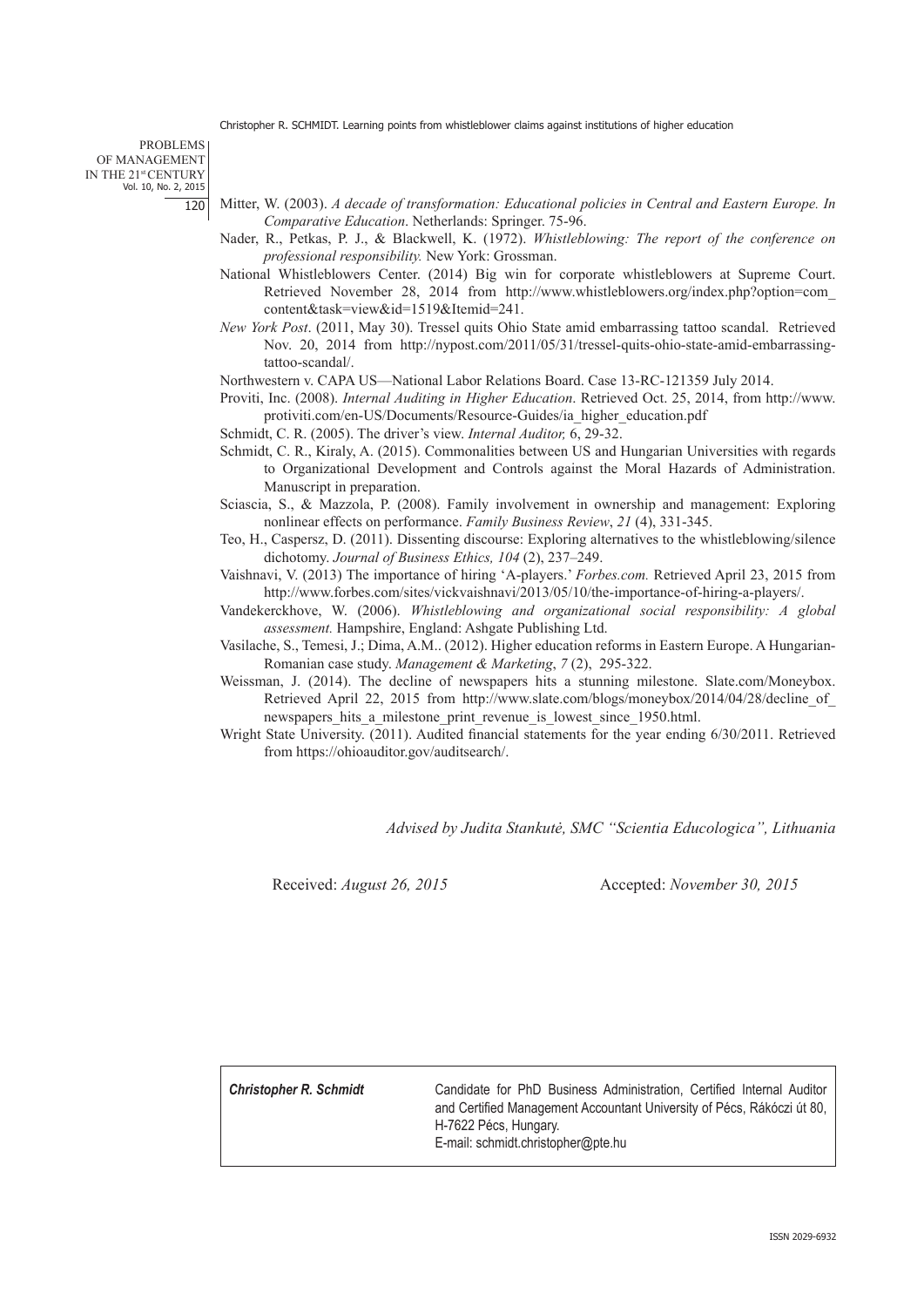Mitter, W. (2003). *A decade of transformation: Educational policies in Central and Eastern Europe. In Comparative Education*. Netherlands: Springer. 75-96.

Nader, R., Petkas, P. J., & Blackwell, K. (1972). *Whistleblowing: The report of the conference on professional responsibility.* New York: Grossman.

National Whistleblowers Center. (2014) Big win for corporate whistleblowers at Supreme Court. Retrieved November 28, 2014 from http://www.whistleblowers.org/index.php?option=com_content&task=view&id=1519&Itemid=241.

*New York Post*. (2011, May 30). Tressel quits Ohio State amid embarrassing tattoo scandal. Retrieved Nov. 20, 2014 from http://nypost.com/2011/05/31/tressel-quits-ohio-state-amid-embarrassing-tattoo-scandal/.

Northwestern v. CAPA US—National Labor Relations Board. Case 13-RC-121359 July 2014.

Proviti, Inc. (2008). *Internal Auditing in Higher Education*. Retrieved Oct. 25, 2014, from http://www.protiviti.com/en-US/Documents/Resource-Guides/ia_higher_education.pdf

Schmidt, C. R. (2005). The driver's view. *Internal Auditor,* 6, 29-32.

Schmidt, C. R., Kiraly, A. (2015). Commonalities between US and Hungarian Universities with regards to Organizational Development and Controls against the Moral Hazards of Administration. Manuscript in preparation.

Sciascia, S., & Mazzola, P. (2008). Family involvement in ownership and management: Exploring nonlinear effects on performance. *Family Business Review*, *21* (4), 331-345.

Teo, H., Caspersz, D. (2011). Dissenting discourse: Exploring alternatives to the whistleblowing/silence dichotomy. *Journal of Business Ethics, 104* (2), 237–249.

Vaishnavi, V. (2013) The importance of hiring 'A-players.' *Forbes.com.* Retrieved April 23, 2015 from http://www.forbes.com/sites/vickvaishnavi/2013/05/10/the-importance-of-hiring-a-players/.

Vandekerckhove, W. (2006). *Whistleblowing and organizational social responsibility: A global assessment.* Hampshire, England: Ashgate Publishing Ltd.

Vasilache, S., Temesi, J.; Dima, A.M.. (2012). Higher education reforms in Eastern Europe. A Hungarian-Romanian case study. *Management & Marketing*, *7* (2), 295-322.

Weissman, J. (2014). The decline of newspapers hits a stunning milestone. Slate.com/Moneybox. Retrieved April 22, 2015 from http://www.slate.com/blogs/moneybox/2014/04/28/decline_of_newspapers_hits_a_milestone_print_revenue_is_lowest_since_1950.html.

Wright State University. (2011). Audited financial statements for the year ending 6/30/2011. Retrieved from https://ohioauditor.gov/auditsearch/.

*Advised by Judita Stankutė, SMC "Scientia Educologica", Lithuania*

Received: *August 26, 2015* Accepted: *November 30, 2015*

| | |
|---|---|
| ***Christopher R. Schmidt*** | Candidate for PhD Business Administration, Certified Internal Auditor and Certified Management Accountant University of Pécs, Rákóczi út 80, H-7622 Pécs, Hungary. E-mail: schmidt.christopher@pte.hu |